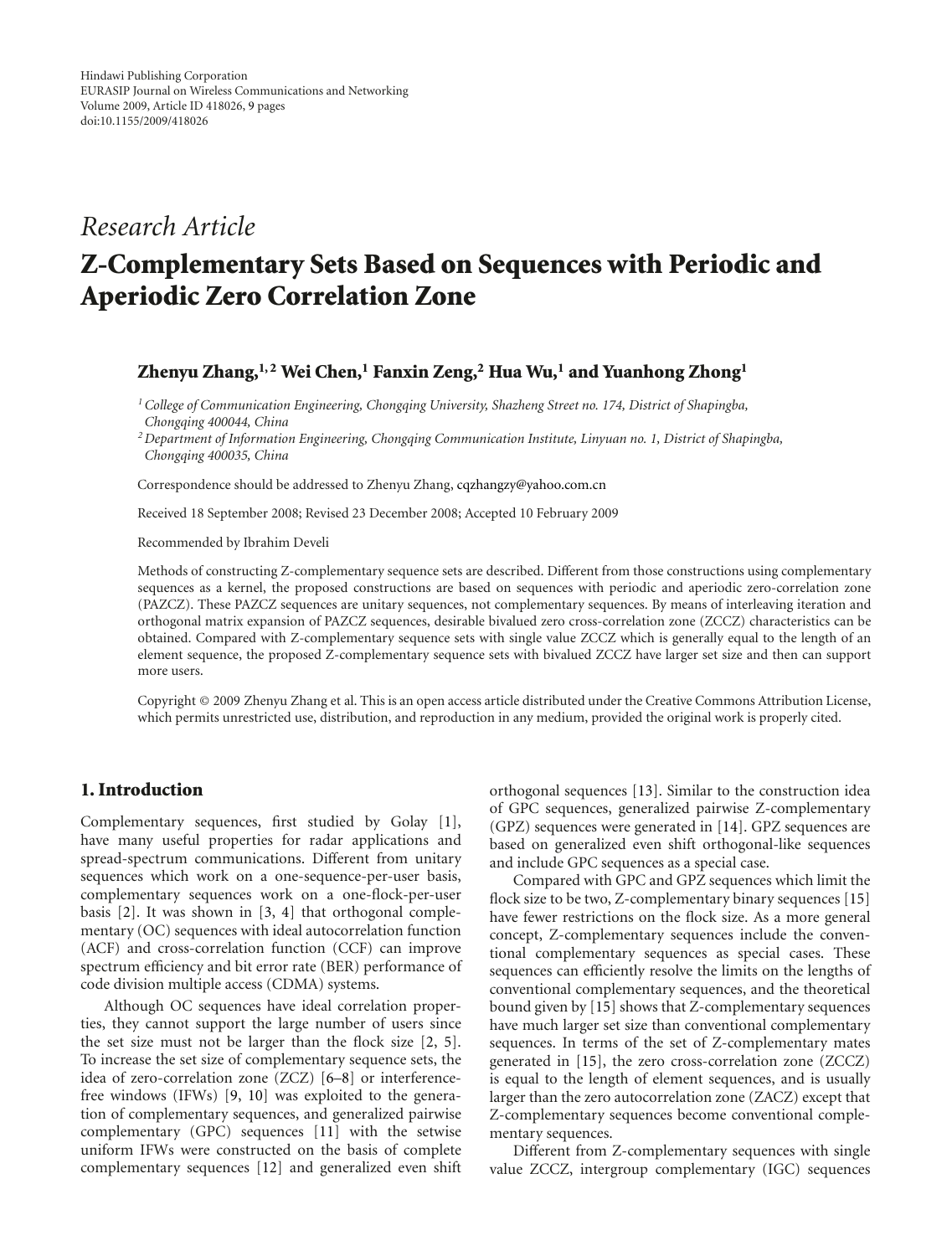Hindawi Publishing Corporation
EURASIP Journal on Wireless Communications and Networking
Volume 2009, Article ID 418026, 9 pages
doi:10.1155/2009/418026

*Research Article*

# Z-Complementary Sets Based on Sequences with Periodic and Aperiodic Zero Correlation Zone

**Zhenyu Zhang,[1,2] Wei Chen,[1] Fanxin Zeng,[2] Hua Wu,[1] and Yuanhong Zhong[1]**

[1] *College of Communication Engineering, Chongqing University, Shazheng Street no. 174, District of Shapingba, Chongqing 400044, China*

[2] *Department of Information Engineering, Chongqing Communication Institute, Linyuan no. 1, District of Shapingba, Chongqing 400035, China*

Correspondence should be addressed to Zhenyu Zhang, cqzhangzy@yahoo.com.cn

Received 18 September 2008; Revised 23 December 2008; Accepted 10 February 2009

Recommended by Ibrahim Develi

Methods of constructing Z-complementary sequence sets are described. Different from those constructions using complementary sequences as a kernel, the proposed constructions are based on sequences with periodic and aperiodic zero-correlation zone (PAZCZ). These PAZCZ sequences are unitary sequences, not complementary sequences. By means of interleaving iteration and orthogonal matrix expansion of PAZCZ sequences, desirable bivalued zero cross-correlation zone (ZCCZ) characteristics can be obtained. Compared with Z-complementary sequence sets with single value ZCCZ which is generally equal to the length of an element sequence, the proposed Z-complementary sequence sets with bivalued ZCCZ have larger set size and then can support more users.

Copyright © 2009 Zhenyu Zhang et al. This is an open access article distributed under the Creative Commons Attribution License, which permits unrestricted use, distribution, and reproduction in any medium, provided the original work is properly cited.

## 1. Introduction

Complementary sequences, first studied by Golay [1], have many useful properties for radar applications and spread-spectrum communications. Different from unitary sequences which work on a one-sequence-per-user basis, complementary sequences work on a one-flock-per-user basis [2]. It was shown in [3, 4] that orthogonal complementary (OC) sequences with ideal autocorrelation function (ACF) and cross-correlation function (CCF) can improve spectrum efficiency and bit error rate (BER) performance of code division multiple access (CDMA) systems.

Although OC sequences have ideal correlation properties, they cannot support the large number of users since the set size must not be larger than the flock size [2, 5]. To increase the set size of complementary sequence sets, the idea of zero-correlation zone (ZCZ) [6–8] or interference-free windows (IFWs) [9, 10] was exploited to the generation of complementary sequences, and generalized pairwise complementary (GPC) sequences [11] with the setwise uniform IFWs were constructed on the basis of complete complementary sequences [12] and generalized even shift orthogonal sequences [13]. Similar to the construction idea of GPC sequences, generalized pairwise Z-complementary (GPZ) sequences were generated in [14]. GPZ sequences are based on generalized even shift orthogonal-like sequences and include GPC sequences as a special case.

Compared with GPC and GPZ sequences which limit the flock size to be two, Z-complementary binary sequences [15] have fewer restrictions on the flock size. As a more general concept, Z-complementary sequences include the conventional complementary sequences as special cases. These sequences can efficiently resolve the limits on the lengths of conventional complementary sequences, and the theoretical bound given by [15] shows that Z-complementary sequences have much larger set size than conventional complementary sequences. In terms of the set of Z-complementary mates generated in [15], the zero cross-correlation zone (ZCCZ) is equal to the length of element sequences, and is usually larger than the zero autocorrelation zone (ZACZ) except that Z-complementary sequences become conventional complementary sequences.

Different from Z-complementary sequences with single value ZCCZ, intergroup complementary (IGC) sequences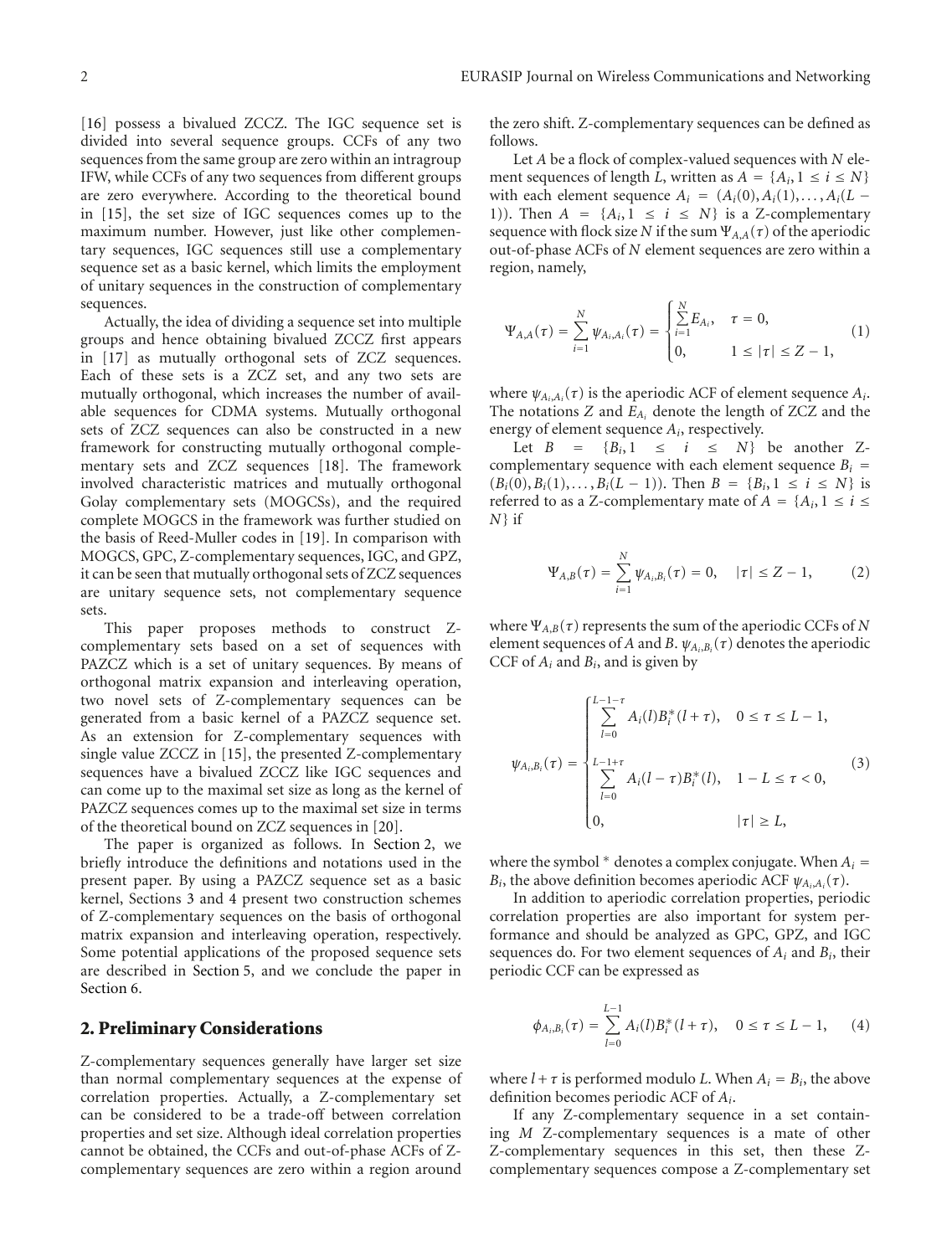[16] possess a bivalued ZCCZ. The IGC sequence set is divided into several sequence groups. CCFs of any two sequences from the same group are zero within an intragroup IFW, while CCFs of any two sequences from different groups are zero everywhere. According to the theoretical bound in [15], the set size of IGC sequences comes up to the maximum number. However, just like other complementary sequences, IGC sequences still use a complementary sequence set as a basic kernel, which limits the employment of unitary sequences in the construction of complementary sequences.

Actually, the idea of dividing a sequence set into multiple groups and hence obtaining bivalued ZCCZ first appears in [17] as mutually orthogonal sets of ZCZ sequences. Each of these sets is a ZCZ set, and any two sets are mutually orthogonal, which increases the number of available sequences for CDMA systems. Mutually orthogonal sets of ZCZ sequences can also be constructed in a new framework for constructing mutually orthogonal complementary sets and ZCZ sequences [18]. The framework involved characteristic matrices and mutually orthogonal Golay complementary sets (MOGCSs), and the required complete MOGCS in the framework was further studied on the basis of Reed-Muller codes in [19]. In comparison with MOGCS, GPC, Z-complementary sequences, IGC, and GPZ, it can be seen that mutually orthogonal sets of ZCZ sequences are unitary sequence sets, not complementary sequence sets.

This paper proposes methods to construct Z-complementary sets based on a set of sequences with PAZCZ which is a set of unitary sequences. By means of orthogonal matrix expansion and interleaving operation, two novel sets of Z-complementary sequences can be generated from a basic kernel of a PAZCZ sequence set. As an extension for Z-complementary sequences with single value ZCCZ in [15], the presented Z-complementary sequences have a bivalued ZCCZ like IGC sequences and can come up to the maximal set size as long as the kernel of PAZCZ sequences comes up to the maximal set size in terms of the theoretical bound on ZCZ sequences in [20].

The paper is organized as follows. In Section 2, we briefly introduce the definitions and notations used in the present paper. By using a PAZCZ sequence set as a basic kernel, Sections 3 and 4 present two construction schemes of Z-complementary sequences on the basis of orthogonal matrix expansion and interleaving operation, respectively. Some potential applications of the proposed sequence sets are described in Section 5, and we conclude the paper in Section 6.

## 2. Preliminary Considerations

Z-complementary sequences generally have larger set size than normal complementary sequences at the expense of correlation properties. Actually, a Z-complementary set can be considered to be a trade-off between correlation properties and set size. Although ideal correlation properties cannot be obtained, the CCFs and out-of-phase ACFs of Z-complementary sequences are zero within a region around the zero shift. Z-complementary sequences can be defined as follows.

Let $A$ be a flock of complex-valued sequences with $N$ element sequences of length $L$, written as $A = \{A_i, 1 \le i \le N\}$ with each element sequence $A_i = (A_i(0), A_i(1), \dots, A_i(L-1))$. Then $A = \{A_i, 1 \le i \le N\}$ is a Z-complementary sequence with flock size $N$ if the sum $\Psi_{A,A}(\tau)$ of the aperiodic out-of-phase ACFs of $N$ element sequences are zero within a region, namely,

$$\Psi_{A,A}(\tau) = \sum_{i=1}^{N} \psi_{A_i,A_i}(\tau) = \begin{cases} \sum_{i=1}^{N} E_{A_i}, & \tau = 0, \\ 0, & 1 \le |\tau| \le Z-1, \end{cases} \quad (1)$$

where $\psi_{A_i,A_i}(\tau)$ is the aperiodic ACF of element sequence $A_i$. The notations $Z$ and $E_{A_i}$ denote the length of ZCZ and the energy of element sequence $A_i$, respectively.

Let $B = \{B_i, 1 \le i \le N\}$ be another Z-complementary sequence with each element sequence $B_i = (B_i(0), B_i(1), \dots, B_i(L-1))$. Then $B = \{B_i, 1 \le i \le N\}$ is referred to as a Z-complementary mate of $A = \{A_i, 1 \le i \le N\}$ if

$$\Psi_{A,B}(\tau) = \sum_{i=1}^{N} \psi_{A_i,B_i}(\tau) = 0, \quad |\tau| \le Z-1, \quad (2)$$

where $\Psi_{A,B}(\tau)$ represents the sum of the aperiodic CCFs of $N$ element sequences of $A$ and $B$. $\psi_{A_i,B_i}(\tau)$ denotes the aperiodic CCF of $A_i$ and $B_i$, and is given by

$$\psi_{A_i,B_i}(\tau) = \begin{cases} \sum_{l=0}^{L-1-\tau} A_i(l) B_i^*(l+\tau), & 0 \le \tau \le L-1, \\ \sum_{l=0}^{L-1+\tau} A_i(l-\tau) B_i^*(l), & 1-L \le \tau < 0, \\ 0, & |\tau| \ge L, \end{cases} \quad (3)$$

where the symbol * denotes a complex conjugate. When $A_i = B_i$, the above definition becomes aperiodic ACF $\psi_{A_i,A_i}(\tau)$.

In addition to aperiodic correlation properties, periodic correlation properties are also important for system performance and should be analyzed as GPC, GPZ, and IGC sequences do. For two element sequences of $A_i$ and $B_i$, their periodic CCF can be expressed as

$$\phi_{A_i,B_i}(\tau) = \sum_{l=0}^{L-1} A_i(l) B_i^*(l+\tau), \quad 0 \le \tau \le L-1, \quad (4)$$

where $l+\tau$ is performed modulo $L$. When $A_i = B_i$, the above definition becomes periodic ACF of $A_i$.

If any Z-complementary sequence in a set containing $M$ Z-complementary sequences is a mate of other Z-complementary sequences in this set, then these Z-complementary sequences compose a Z-complementary set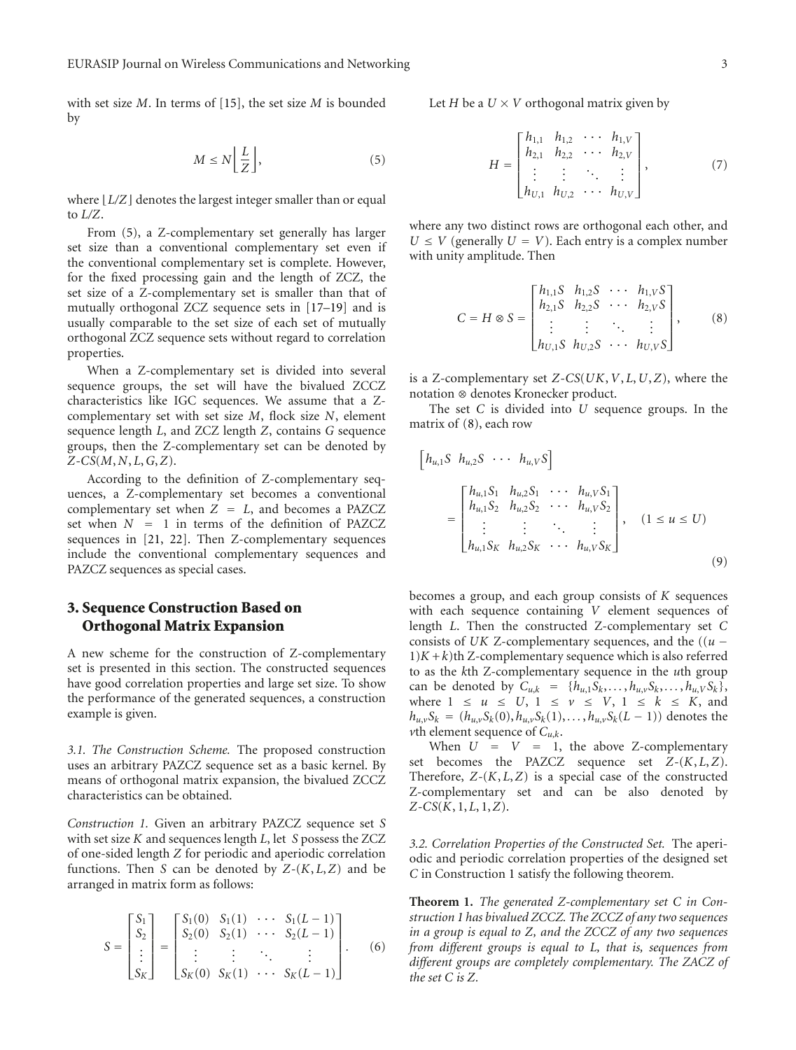with set size $M$. In terms of [15], the set size $M$ is bounded by

$$M \leq N \left\lfloor \frac{L}{Z} \right\rfloor, \tag{5}$$

where $\lfloor L/Z \rfloor$ denotes the largest integer smaller than or equal to $L/Z$.

From (5), a Z-complementary set generally has larger set size than a conventional complementary set even if the conventional complementary set is complete. However, for the fixed processing gain and the length of ZCZ, the set size of a Z-complementary set is smaller than that of mutually orthogonal ZCZ sequence sets in [17–19] and is usually comparable to the set size of each set of mutually orthogonal ZCZ sequence sets without regard to correlation properties.

When a Z-complementary set is divided into several sequence groups, the set will have the bivalued ZCCZ characteristics like IGC sequences. We assume that a Z-complementary set with set size $M$, flock size $N$, element sequence length $L$, and ZCZ length $Z$, contains $G$ sequence groups, then the Z-complementary set can be denoted by $Z\text{-}CS(M, N, L, G, Z)$.

According to the definition of Z-complementary sequences, a Z-complementary set becomes a conventional complementary set when $Z = L$, and becomes a PAZCZ set when $N = 1$ in terms of the definition of PAZCZ sequences in [21, 22]. Then Z-complementary sequences include the conventional complementary sequences and PAZCZ sequences as special cases.

## 3. Sequence Construction Based on Orthogonal Matrix Expansion

A new scheme for the construction of Z-complementary set is presented in this section. The constructed sequences have good correlation properties and large set size. To show the performance of the generated sequences, a construction example is given.

*3.1. The Construction Scheme.* The proposed construction uses an arbitrary PAZCZ sequence set as a basic kernel. By means of orthogonal matrix expansion, the bivalued ZCCZ characteristics can be obtained.

*Construction 1.* Given an arbitrary PAZCZ sequence set $S$ with set size $K$ and sequences length $L$, let $S$ possess the ZCZ of one-sided length $Z$ for periodic and aperiodic correlation functions. Then $S$ can be denoted by $Z\text{-}(K, L, Z)$ and be arranged in matrix form as follows:

$$S = \begin{bmatrix} S_1 \\ S_2 \\ \vdots \\ S_K \end{bmatrix} = \begin{bmatrix} S_1(0) & S_1(1) & \cdots & S_1(L-1) \\ S_2(0) & S_2(1) & \cdots & S_2(L-1) \\ \vdots & \vdots & \ddots & \vdots \\ S_K(0) & S_K(1) & \cdots & S_K(L-1) \end{bmatrix}. \tag{6}$$

Let $H$ be a $U \times V$ orthogonal matrix given by

$$H = \begin{bmatrix} h_{1,1} & h_{1,2} & \cdots & h_{1,V} \\ h_{2,1} & h_{2,2} & \cdots & h_{2,V} \\ \vdots & \vdots & \ddots & \vdots \\ h_{U,1} & h_{U,2} & \cdots & h_{U,V} \end{bmatrix}, \tag{7}$$

where any two distinct rows are orthogonal each other, and $U \leq V$ (generally $U = V$). Each entry is a complex number with unity amplitude. Then

$$C = H \otimes S = \begin{bmatrix} h_{1,1}S & h_{1,2}S & \cdots & h_{1,V}S \\ h_{2,1}S & h_{2,2}S & \cdots & h_{2,V}S \\ \vdots & \vdots & \ddots & \vdots \\ h_{U,1}S & h_{U,2}S & \cdots & h_{U,V}S \end{bmatrix}, \tag{8}$$

is a Z-complementary set $Z\text{-}CS(UK, V, L, U, Z)$, where the notation $\otimes$ denotes Kronecker product.

The set $C$ is divided into $U$ sequence groups. In the matrix of (8), each row

$$\begin{aligned} &\begin{bmatrix} h_{u,1}S & h_{u,2}S & \cdots & h_{u,V}S \end{bmatrix} \\ &= \begin{bmatrix} h_{u,1}S_1 & h_{u,2}S_1 & \cdots & h_{u,V}S_1 \\ h_{u,1}S_2 & h_{u,2}S_2 & \cdots & h_{u,V}S_2 \\ \vdots & \vdots & \ddots & \vdots \\ h_{u,1}S_K & h_{u,2}S_K & \cdots & h_{u,V}S_K \end{bmatrix}, \quad (1 \leq u \leq U) \end{aligned} \tag{9}$$

becomes a group, and each group consists of $K$ sequences with each sequence containing $V$ element sequences of length $L$. Then the constructed Z-complementary set $C$ consists of $UK$ Z-complementary sequences, and the $((u-1)K + k)$th Z-complementary sequence which is also referred to as the $k$th Z-complementary sequence in the $u$th group can be denoted by $C_{u,k} = \{h_{u,1}S_k, \ldots, h_{u,v}S_k, \ldots, h_{u,V}S_k\}$, where $1 \leq u \leq U$, $1 \leq v \leq V$, $1 \leq k \leq K$, and $h_{u,v}S_k = (h_{u,v}S_k(0), h_{u,v}S_k(1), \ldots, h_{u,v}S_k(L-1))$ denotes the $v$th element sequence of $C_{u,k}$.

When $U = V = 1$, the above Z-complementary set becomes the PAZCZ sequence set $Z\text{-}(K, L, Z)$. Therefore, $Z\text{-}(K, L, Z)$ is a special case of the constructed Z-complementary set and can be also denoted by $Z\text{-}CS(K, 1, L, 1, Z)$.

*3.2. Correlation Properties of the Constructed Set.* The aperiodic and periodic correlation properties of the designed set $C$ in Construction 1 satisfy the following theorem.

**Theorem 1.** *The generated Z-complementary set $C$ in Construction 1 has bivalued ZCCZ. The ZCCZ of any two sequences in a group is equal to $Z$, and the ZCCZ of any two sequences from different groups is equal to $L$, that is, sequences from different groups are completely complementary. The ZACZ of the set $C$ is $Z$.*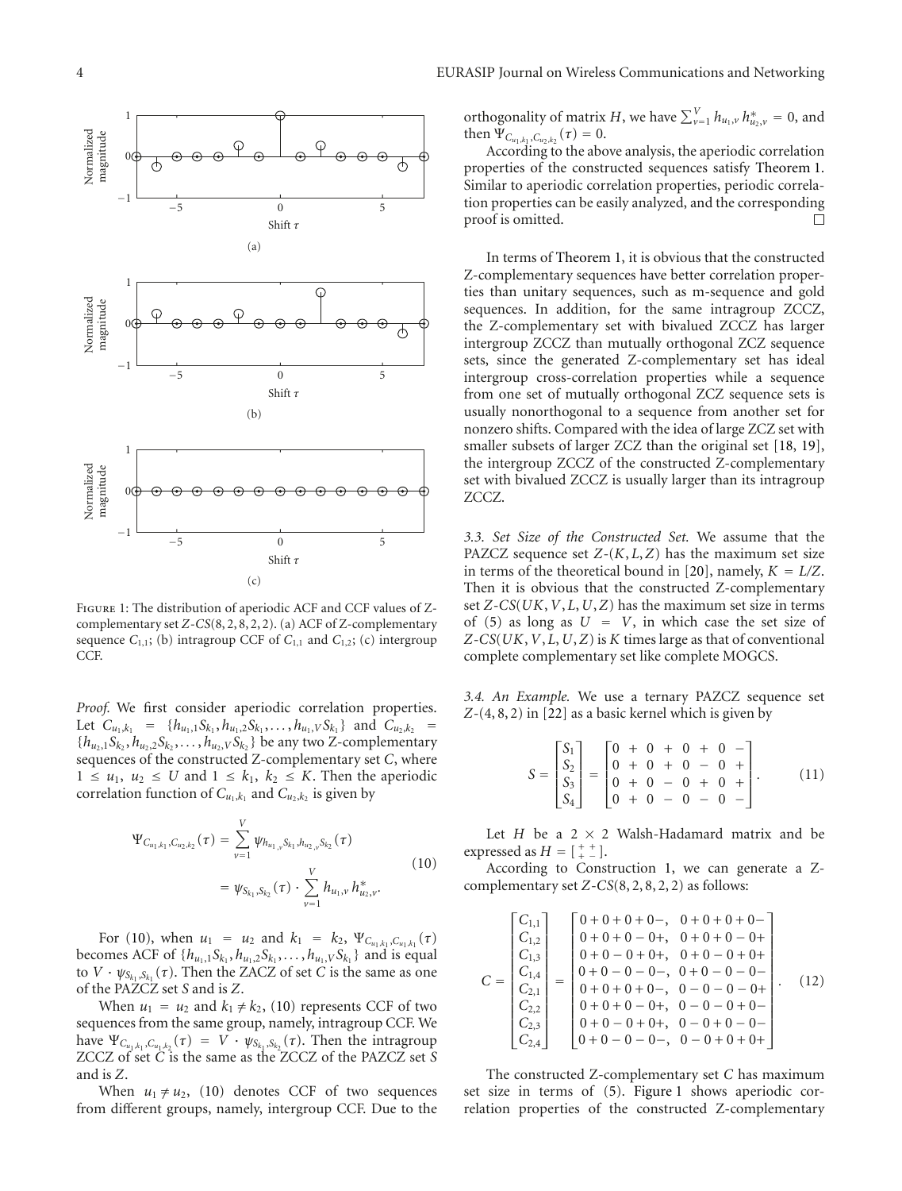FIGURE 1: The distribution of aperiodic ACF and CCF values of Z-complementary set $Z\text{-}CS(8, 2, 8, 2, 2)$. (a) ACF of Z-complementary sequence $C_{1,1}$; (b) intragroup CCF of $C_{1,1}$ and $C_{1,2}$; (c) intergroup CCF.

*Proof.* We first consider aperiodic correlation properties. Let $C_{u_1,k_1} = \{h_{u_1,1}S_{k_1}, h_{u_1,2}S_{k_1}, \ldots, h_{u_1,V}S_{k_1}\}$ and $C_{u_2,k_2} = \{h_{u_2,1}S_{k_2}, h_{u_2,2}S_{k_2}, \ldots, h_{u_2,V}S_{k_2}\}$ be any two Z-complementary sequences of the constructed Z-complementary set $C$, where $1 \leq u_1, u_2 \leq U$ and $1 \leq k_1, k_2 \leq K$. Then the aperiodic correlation function of $C_{u_1,k_1}$ and $C_{u_2,k_2}$ is given by

$$\begin{aligned}
\Psi_{C_{u_1,k_1},C_{u_2,k_2}}(\tau) &= \sum_{v=1}^{V} \psi_{h_{u_1,v}S_{k_1},h_{u_2,v}S_{k_2}}(\tau) \\
&= \psi_{S_{k_1},S_{k_2}}(\tau) \cdot \sum_{v=1}^{V} h_{u_1,v} h_{u_2,v}^{*}.
\end{aligned} \tag{10}$$

For (10), when $u_1 = u_2$ and $k_1 = k_2$, $\Psi_{C_{u_1,k_1},C_{u_1,k_1}}(\tau)$ becomes ACF of $\{h_{u_1,1}S_{k_1}, h_{u_1,2}S_{k_1}, \ldots, h_{u_1,V}S_{k_1}\}$ and is equal to $V \cdot \psi_{S_{k_1},S_{k_1}}(\tau)$. Then the ZACZ of set $C$ is the same as one of the PAZCZ set $S$ and is $Z$.

When $u_1 = u_2$ and $k_1 \neq k_2$, (10) represents CCF of two sequences from the same group, namely, intragroup CCF. We have $\Psi_{C_{u_1,k_1},C_{u_1,k_2}}(\tau) = V \cdot \psi_{S_{k_1},S_{k_2}}(\tau)$. Then the intragroup ZCCZ of set $C$ is the same as the ZCCZ of the PAZCZ set $S$ and is $Z$.

When $u_1 \neq u_2$, (10) denotes CCF of two sequences from different groups, namely, intergroup CCF. Due to the orthogonality of matrix $H$, we have $\sum_{v=1}^{V} h_{u_1,v} h_{u_2,v}^{*} = 0$, and then $\Psi_{C_{u_1,k_1},C_{u_2,k_2}}(\tau) = 0$.

According to the above analysis, the aperiodic correlation properties of the constructed sequences satisfy Theorem 1. Similar to aperiodic correlation properties, periodic correlation properties can be easily analyzed, and the corresponding proof is omitted. □

In terms of Theorem 1, it is obvious that the constructed Z-complementary sequences have better correlation properties than unitary sequences, such as m-sequence and gold sequences. In addition, for the same intragroup ZCCZ, the Z-complementary set with bivalued ZCCZ has larger intergroup ZCCZ than mutually orthogonal ZCZ sequence sets, since the generated Z-complementary set has ideal intergroup cross-correlation properties while a sequence from one set of mutually orthogonal ZCZ sequence sets is usually nonorthogonal to a sequence from another set for nonzero shifts. Compared with the idea of large ZCZ set with smaller subsets of larger ZCZ than the original set [18, 19], the intergroup ZCCZ of the constructed Z-complementary set with bivalued ZCCZ is usually larger than its intragroup ZCCZ.

*3.3. Set Size of the Constructed Set.* We assume that the PAZCZ sequence set $Z\text{-}(K, L, Z)$ has the maximum set size in terms of the theoretical bound in [20], namely, $K = L/Z$. Then it is obvious that the constructed Z-complementary set $Z\text{-}CS(UK, V, L, U, Z)$ has the maximum set size in terms of (5) as long as $U = V$, in which case the set size of $Z\text{-}CS(UK, V, L, U, Z)$ is $K$ times large as that of conventional complete complementary set like complete MOGCS.

*3.4. An Example.* We use a ternary PAZCZ sequence set $Z\text{-}(4, 8, 2)$ in [22] as a basic kernel which is given by

$$S = \begin{bmatrix} S_1 \\ S_2 \\ S_3 \\ S_4 \end{bmatrix} = \begin{bmatrix} 0 & + & 0 & + & 0 & + & 0 & - \\ 0 & + & 0 & + & 0 & - & 0 & + \\ 0 & + & 0 & - & 0 & + & 0 & + \\ 0 & + & 0 & - & 0 & - & 0 & - \end{bmatrix}. \tag{11}$$

Let $H$ be a $2 \times 2$ Walsh-Hadamard matrix and be expressed as $H = \left[\begin{smallmatrix} + & + \\ + & - \end{smallmatrix}\right]$.

According to Construction 1, we can generate a Z-complementary set $Z\text{-}CS(8, 2, 8, 2, 2)$ as follows:

$$C = \begin{bmatrix} C_{1,1} \\ C_{1,2} \\ C_{1,3} \\ C_{1,4} \\ C_{2,1} \\ C_{2,2} \\ C_{2,3} \\ C_{2,4} \end{bmatrix} = \begin{bmatrix} 0+0+0+0-, & 0+0+0+0- \\ 0+0+0-0+, & 0+0+0-0+ \\ 0+0-0+0+, & 0+0-0+0+ \\ 0+0-0-0-, & 0+0-0-0- \\ 0+0+0+0-, & 0-0-0-0+ \\ 0+0+0-0+, & 0-0-0+0- \\ 0+0-0+0+, & 0-0+0-0- \\ 0+0-0-0-, & 0-0+0+0+ \end{bmatrix}. \tag{12}$$

The constructed Z-complementary set $C$ has maximum set size in terms of (5). Figure 1 shows aperiodic correlation properties of the constructed Z-complementary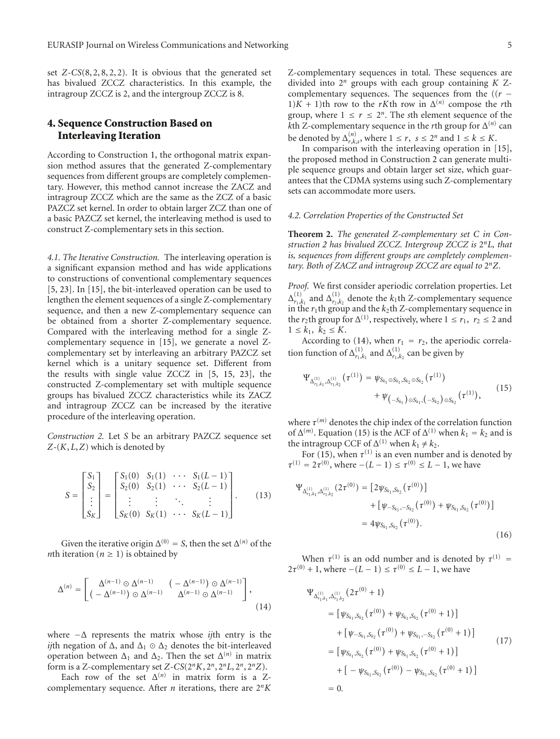set $Z\text{-}CS(8,2,8,2,2)$. It is obvious that the generated set has bivalued ZCCZ characteristics. In this example, the intragroup ZCCZ is 2, and the intergroup ZCCZ is 8.

## 4. Sequence Construction Based on Interleaving Iteration

According to Construction 1, the orthogonal matrix expansion method assures that the generated Z-complementary sequences from different groups are completely complementary. However, this method cannot increase the ZACZ and intragroup ZCCZ which are the same as the ZCZ of a basic PAZCZ set kernel. In order to obtain larger ZCZ than one of a basic PAZCZ set kernel, the interleaving method is used to construct Z-complementary sets in this section.

*4.1. The Iterative Construction.* The interleaving operation is a significant expansion method and has wide applications to constructions of conventional complementary sequences [5, 23]. In [15], the bit-interleaved operation can be used to lengthen the element sequences of a single Z-complementary sequence, and then a new Z-complementary sequence can be obtained from a shorter Z-complementary sequence. Compared with the interleaving method for a single Z-complementary sequence in [15], we generate a novel Z-complementary set by interleaving an arbitrary PAZCZ set kernel which is a unitary sequence set. Different from the results with single value ZCCZ in [5, 15, 23], the constructed Z-complementary set with multiple sequence groups has bivalued ZCCZ characteristics while its ZACZ and intragroup ZCCZ can be increased by the iterative procedure of the interleaving operation.

*Construction 2.* Let $S$ be an arbitrary PAZCZ sequence set $Z\text{-}(K,L,Z)$ which is denoted by

$$S = \begin{bmatrix} S_1 \\ S_2 \\ \vdots \\ S_K \end{bmatrix} = \begin{bmatrix} S_1(0) & S_1(1) & \cdots & S_1(L-1) \\ S_2(0) & S_2(1) & \cdots & S_2(L-1) \\ \vdots & \vdots & \ddots & \vdots \\ S_K(0) & S_K(1) & \cdots & S_K(L-1) \end{bmatrix}. \tag{13}$$

Given the iterative origin $\Delta^{(0)} = S$, then the set $\Delta^{(n)}$ of the $n$th iteration ($n \geq 1$) is obtained by

$$\Delta^{(n)} = \begin{bmatrix} \Delta^{(n-1)} \odot \Delta^{(n-1)} & \left(-\Delta^{(n-1)}\right) \odot \Delta^{(n-1)} \\ \left(-\Delta^{(n-1)}\right) \odot \Delta^{(n-1)} & \Delta^{(n-1)} \odot \Delta^{(n-1)} \end{bmatrix}, \tag{14}$$

where $-\Delta$ represents the matrix whose $ij$th entry is the $ij$th negation of $\Delta$, and $\Delta_1 \odot \Delta_2$ denotes the bit-interleaved operation between $\Delta_1$ and $\Delta_2$. Then the set $\Delta^{(n)}$ in matrix form is a Z-complementary set $Z\text{-}CS(2^nK, 2^n, 2^nL, 2^n, 2^nZ)$.

Each row of the set $\Delta^{(n)}$ in matrix form is a Z-complementary sequence. After $n$ iterations, there are $2^nK$ Z-complementary sequences in total. These sequences are divided into $2^n$ groups with each group containing $K$ Z-complementary sequences. The sequences from the $((r-1)K+1)$th row to the $rK$th row in $\Delta^{(n)}$ compose the $r$th group, where $1 \leq r \leq 2^n$. The $s$th element sequence of the $k$th Z-complementary sequence in the $r$th group for $\Delta^{(n)}$ can be denoted by $\Delta^{(n)}_{r,k,s}$, where $1 \leq r,\ s \leq 2^n$ and $1 \leq k \leq K$.

In comparison with the interleaving operation in [15], the proposed method in Construction 2 can generate multiple sequence groups and obtain larger set size, which guarantees that the CDMA systems using such Z-complementary sets can accommodate more users.

*4.2. Correlation Properties of the Constructed Set*

**Theorem 2.** *The generated Z-complementary set C in Construction 2 has bivalued ZCCZ. Intergroup ZCCZ is $2^nL$, that is, sequences from different groups are completely complementary. Both of ZACZ and intragroup ZCCZ are equal to $2^nZ$.*

*Proof.* We first consider aperiodic correlation properties. Let $\Delta^{(1)}_{r_1,k_1}$ and $\Delta^{(1)}_{r_2,k_2}$ denote the $k_1$th Z-complementary sequence in the $r_1$th group and the $k_2$th Z-complementary sequence in the $r_2$th group for $\Delta^{(1)}$, respectively, where $1 \leq r_1,\ r_2 \leq 2$ and $1 \leq k_1,\ k_2 \leq K$.

According to (14), when $r_1 = r_2$, the aperiodic correlation function of $\Delta^{(1)}_{r_1,k_1}$ and $\Delta^{(1)}_{r_1,k_2}$ can be given by

$$\Psi_{\Delta^{(1)}_{r_1,k_1},\Delta^{(1)}_{r_1,k_2}}\left(\tau^{(1)}\right) = \psi_{S_{k_1}\odot S_{k_1},S_{k_2}\odot S_{k_2}}\left(\tau^{(1)}\right) + \psi_{\left(-S_{k_1}\right)\odot S_{k_1},\left(-S_{k_2}\right)\odot S_{k_2}}\left(\tau^{(1)}\right), \tag{15}$$

where $\tau^{(m)}$ denotes the chip index of the correlation function of $\Delta^{(m)}$. Equation (15) is the ACF of $\Delta^{(1)}$ when $k_1 = k_2$ and is the intragroup CCF of $\Delta^{(1)}$ when $k_1 \neq k_2$.

For (15), when $\tau^{(1)}$ is an even number and is denoted by $\tau^{(1)} = 2\tau^{(0)}$, where $-(L-1) \leq \tau^{(0)} \leq L-1$, we have

$$\begin{aligned}
\Psi_{\Delta^{(1)}_{r_1,k_1},\Delta^{(1)}_{r_1,k_2}}\left(2\tau^{(0)}\right) &= \left[2\psi_{S_{k_1},S_{k_2}}\left(\tau^{(0)}\right)\right] \\
&\quad + \left[\psi_{-S_{k_1},-S_{k_2}}\left(\tau^{(0)}\right) + \psi_{S_{k_1},S_{k_2}}\left(\tau^{(0)}\right)\right] \\
&= 4\psi_{S_{k_1},S_{k_2}}\left(\tau^{(0)}\right).
\end{aligned} \tag{16}$$

When $\tau^{(1)}$ is an odd number and is denoted by $\tau^{(1)} = 2\tau^{(0)}+1$, where $-(L-1) \leq \tau^{(0)} \leq L-1$, we have

$$\begin{aligned}
&\Psi_{\Delta^{(1)}_{r_1,k_1},\Delta^{(1)}_{r_1,k_2}}\left(2\tau^{(0)}+1\right) \\
&\quad = \left[\psi_{S_{k_1},S_{k_2}}\left(\tau^{(0)}\right) + \psi_{S_{k_1},S_{k_2}}\left(\tau^{(0)}+1\right)\right] \\
&\qquad + \left[\psi_{-S_{k_1},S_{k_2}}\left(\tau^{(0)}\right) + \psi_{S_{k_1},-S_{k_2}}\left(\tau^{(0)}+1\right)\right] \\
&\quad = \left[\psi_{S_{k_1},S_{k_2}}\left(\tau^{(0)}\right) + \psi_{S_{k_1},S_{k_2}}\left(\tau^{(0)}+1\right)\right] \\
&\qquad + \left[-\psi_{S_{k_1},S_{k_2}}\left(\tau^{(0)}\right) - \psi_{S_{k_1},S_{k_2}}\left(\tau^{(0)}+1\right)\right] \\
&\quad = 0.
\end{aligned} \tag{17}$$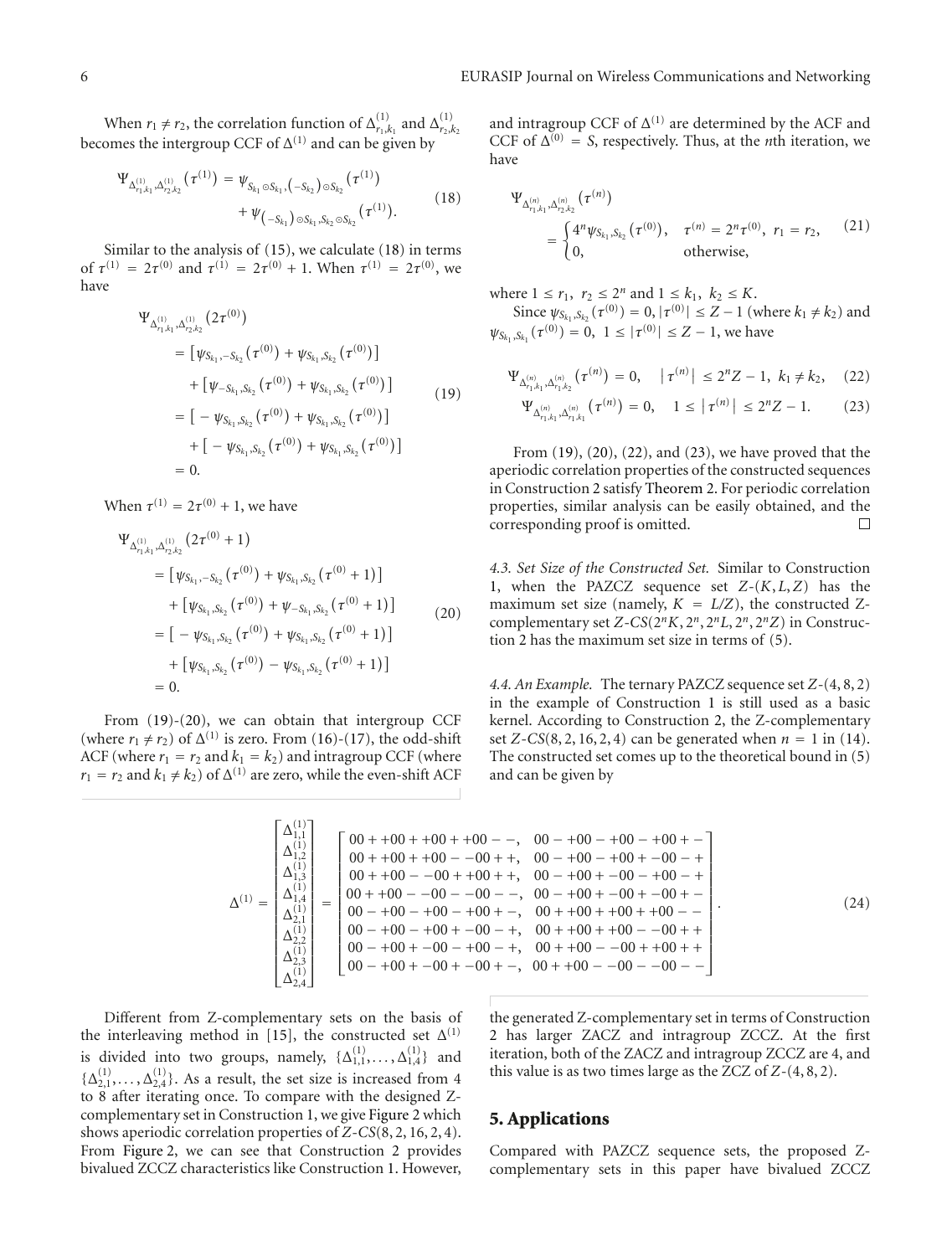When $r_1 \neq r_2$, the correlation function of $\Delta^{(1)}_{r_1,k_1}$ and $\Delta^{(1)}_{r_2,k_2}$ becomes the intergroup CCF of $\Delta^{(1)}$ and can be given by

$$\Psi_{\Delta^{(1)}_{r_1,k_1},\Delta^{(1)}_{r_2,k_2}}\left(\tau^{(1)}\right) = \psi_{S_{k_1}\odot S_{k_1},(-S_{k_2})\odot S_{k_2}}\left(\tau^{(1)}\right) + \psi_{(-S_{k_1})\odot S_{k_1},S_{k_2}\odot S_{k_2}}\left(\tau^{(1)}\right). \tag{18}$$

Similar to the analysis of (15), we calculate (18) in terms of $\tau^{(1)} = 2\tau^{(0)}$ and $\tau^{(1)} = 2\tau^{(0)} + 1$. When $\tau^{(1)} = 2\tau^{(0)}$, we have

$$\begin{aligned}
\Psi_{\Delta^{(1)}_{r_1,k_1},\Delta^{(1)}_{r_2,k_2}}\left(2\tau^{(0)}\right)
&= \left[\psi_{S_{k_1},-S_{k_2}}\left(\tau^{(0)}\right) + \psi_{S_{k_1},S_{k_2}}\left(\tau^{(0)}\right)\right] \\
&\quad + \left[\psi_{-S_{k_1},S_{k_2}}\left(\tau^{(0)}\right) + \psi_{S_{k_1},S_{k_2}}\left(\tau^{(0)}\right)\right] \\
&= \left[-\psi_{S_{k_1},S_{k_2}}\left(\tau^{(0)}\right) + \psi_{S_{k_1},S_{k_2}}\left(\tau^{(0)}\right)\right] \\
&\quad + \left[-\psi_{S_{k_1},S_{k_2}}\left(\tau^{(0)}\right) + \psi_{S_{k_1},S_{k_2}}\left(\tau^{(0)}\right)\right] \\
&= 0.
\end{aligned} \tag{19}$$

When $\tau^{(1)} = 2\tau^{(0)} + 1$, we have

$$\begin{aligned}
\Psi_{\Delta^{(1)}_{r_1,k_1},\Delta^{(1)}_{r_2,k_2}}\left(2\tau^{(0)}+1\right)
&= \left[\psi_{S_{k_1},-S_{k_2}}\left(\tau^{(0)}\right) + \psi_{S_{k_1},S_{k_2}}\left(\tau^{(0)}+1\right)\right] \\
&\quad + \left[\psi_{S_{k_1},S_{k_2}}\left(\tau^{(0)}\right) + \psi_{-S_{k_1},S_{k_2}}\left(\tau^{(0)}+1\right)\right] \\
&= \left[-\psi_{S_{k_1},S_{k_2}}\left(\tau^{(0)}\right) + \psi_{S_{k_1},S_{k_2}}\left(\tau^{(0)}+1\right)\right] \\
&\quad + \left[\psi_{S_{k_1},S_{k_2}}\left(\tau^{(0)}\right) - \psi_{S_{k_1},S_{k_2}}\left(\tau^{(0)}+1\right)\right] \\
&= 0.
\end{aligned} \tag{20}$$

From (19)-(20), we can obtain that intergroup CCF (where $r_1 \neq r_2$) of $\Delta^{(1)}$ is zero. From (16)-(17), the odd-shift ACF (where $r_1 = r_2$ and $k_1 = k_2$) and intragroup CCF (where $r_1 = r_2$ and $k_1 \neq k_2$) of $\Delta^{(1)}$ are zero, while the even-shift ACF and intragroup CCF of $\Delta^{(1)}$ are determined by the ACF and CCF of $\Delta^{(0)} = S$, respectively. Thus, at the $n$th iteration, we have

$$\Psi_{\Delta^{(n)}_{r_1,k_1},\Delta^{(n)}_{r_2,k_2}}\left(\tau^{(n)}\right) = \begin{cases} 4^n\psi_{S_{k_1},S_{k_2}}\left(\tau^{(0)}\right), & \tau^{(n)} = 2^n\tau^{(0)},\ r_1 = r_2, \\ 0, & \text{otherwise}, \end{cases} \tag{21}$$

where $1 \leq r_1,\ r_2 \leq 2^n$ and $1 \leq k_1,\ k_2 \leq K$.

Since $\psi_{S_{k_1},S_{k_2}}(\tau^{(0)}) = 0, |\tau^{(0)}| \leq Z-1$ (where $k_1 \neq k_2$) and $\psi_{S_{k_1},S_{k_1}}(\tau^{(0)}) = 0,\ 1 \leq |\tau^{(0)}| \leq Z-1$, we have

$$\Psi_{\Delta^{(n)}_{r_1,k_1},\Delta^{(n)}_{r_1,k_2}}\left(\tau^{(n)}\right) = 0, \quad \left|\tau^{(n)}\right| \leq 2^nZ-1,\ k_1 \neq k_2, \tag{22}$$

$$\Psi_{\Delta^{(n)}_{r_1,k_1},\Delta^{(n)}_{r_1,k_1}}\left(\tau^{(n)}\right) = 0, \quad 1 \leq \left|\tau^{(n)}\right| \leq 2^nZ-1. \tag{23}$$

From (19), (20), (22), and (23), we have proved that the aperiodic correlation properties of the constructed sequences in Construction 2 satisfy Theorem 2. For periodic correlation properties, similar analysis can be easily obtained, and the corresponding proof is omitted. □

*4.3. Set Size of the Constructed Set.* Similar to Construction 1, when the PAZCZ sequence set $Z$-$(K, L, Z)$ has the maximum set size (namely, $K = L/Z$), the constructed Z-complementary set $Z$-$CS(2^nK, 2^n, 2^nL, 2^n, 2^nZ)$ in Construction 2 has the maximum set size in terms of (5).

*4.4. An Example.* The ternary PAZCZ sequence set $Z$-$(4, 8, 2)$ in the example of Construction 1 is still used as a basic kernel. According to Construction 2, the Z-complementary set $Z$-$CS(8, 2, 16, 2, 4)$ can be generated when $n = 1$ in (14). The constructed set comes up to the theoretical bound in (5) and can be given by

$$\Delta^{(1)} = \begin{bmatrix} \Delta^{(1)}_{1,1} \\ \Delta^{(1)}_{1,2} \\ \Delta^{(1)}_{1,3} \\ \Delta^{(1)}_{1,4} \\ \Delta^{(1)}_{2,1} \\ \Delta^{(1)}_{2,2} \\ \Delta^{(1)}_{2,3} \\ \Delta^{(1)}_{2,4} \end{bmatrix} = \begin{bmatrix} 00++00++00++00--, & 00-+00-+00-+00+- \\ 00++00++00--00++, & 00-+00-+00+-00-+ \\ 00++00--00++00++, & 00-+00+-00-+00-+ \\ 00++00--00--00--, & 00-+00+-00+-00+- \\ 00-+00-+00-+00+-, & 00++00++00++00-- \\ 00-+00-+00+-00-+, & 00++00++00--00++ \\ 00-+00+-00-+00-+, & 00++00--00++00++ \\ 00-+00+-00+-00+-, & 00++00--00--00-- \end{bmatrix}. \tag{24}$$

Different from Z-complementary sets on the basis of the interleaving method in [15], the constructed set $\Delta^{(1)}$ is divided into two groups, namely, $\{\Delta^{(1)}_{1,1}, \ldots, \Delta^{(1)}_{1,4}\}$ and $\{\Delta^{(1)}_{2,1}, \ldots, \Delta^{(1)}_{2,4}\}$. As a result, the set size is increased from 4 to 8 after iterating once. To compare with the designed Z-complementary set in Construction 1, we give Figure 2 which shows aperiodic correlation properties of $Z$-$CS(8, 2, 16, 2, 4)$. From Figure 2, we can see that Construction 2 provides bivalued ZCCZ characteristics like Construction 1. However, the generated Z-complementary set in terms of Construction 2 has larger ZACZ and intragroup ZCCZ. At the first iteration, both of the ZACZ and intragroup ZCCZ are 4, and this value is as two times large as the ZCZ of $Z$-$(4, 8, 2)$.

## 5. Applications

Compared with PAZCZ sequence sets, the proposed Z-complementary sets in this paper have bivalued ZCCZ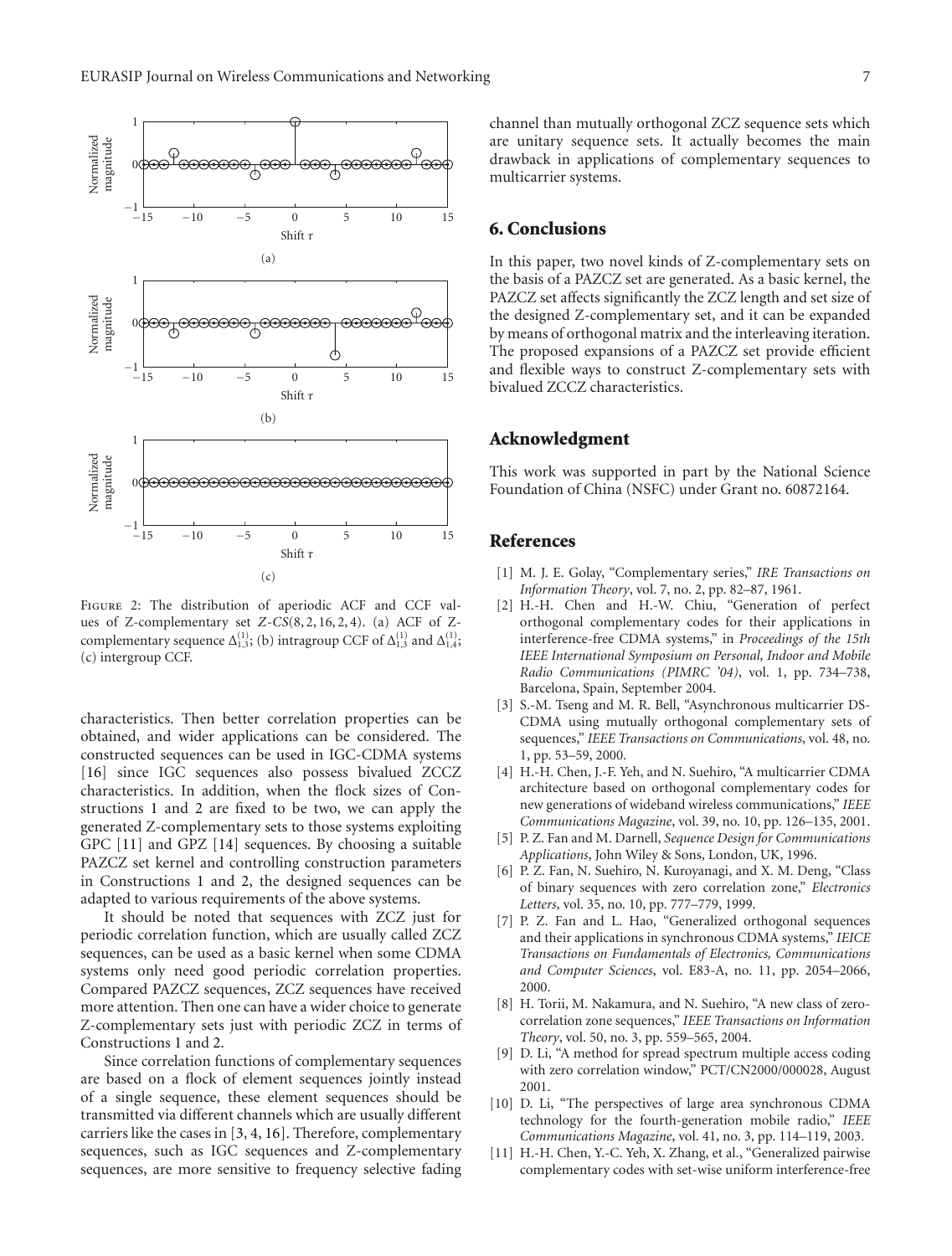Figure 2: The distribution of aperiodic ACF and CCF values of Z-complementary set $Z\text{-}CS(8, 2, 16, 2, 4)$. (a) ACF of Z-complementary sequence $\Delta_{1,3}^{(1)}$; (b) intragroup CCF of $\Delta_{1,3}^{(1)}$ and $\Delta_{1,4}^{(1)}$; (c) intergroup CCF.

characteristics. Then better correlation properties can be obtained, and wider applications can be considered. The constructed sequences can be used in IGC-CDMA systems [16] since IGC sequences also possess bivalued ZCCZ characteristics. In addition, when the flock sizes of Constructions 1 and 2 are fixed to be two, we can apply the generated Z-complementary sets to those systems exploiting GPC [11] and GPZ [14] sequences. By choosing a suitable PAZCZ set kernel and controlling construction parameters in Constructions 1 and 2, the designed sequences can be adapted to various requirements of the above systems.

It should be noted that sequences with ZCZ just for periodic correlation function, which are usually called ZCZ sequences, can be used as a basic kernel when some CDMA systems only need good periodic correlation properties. Compared PAZCZ sequences, ZCZ sequences have received more attention. Then one can have a wider choice to generate Z-complementary sets just with periodic ZCZ in terms of Constructions 1 and 2.

Since correlation functions of complementary sequences are based on a flock of element sequences jointly instead of a single sequence, these element sequences should be transmitted via different channels which are usually different carriers like the cases in [3, 4, 16]. Therefore, complementary sequences, such as IGC sequences and Z-complementary sequences, are more sensitive to frequency selective fading channel than mutually orthogonal ZCZ sequence sets which are unitary sequence sets. It actually becomes the main drawback in applications of complementary sequences to multicarrier systems.

## 6. Conclusions

In this paper, two novel kinds of Z-complementary sets on the basis of a PAZCZ set are generated. As a basic kernel, the PAZCZ set affects significantly the ZCZ length and set size of the designed Z-complementary set, and it can be expanded by means of orthogonal matrix and the interleaving iteration. The proposed expansions of a PAZCZ set provide efficient and flexible ways to construct Z-complementary sets with bivalued ZCCZ characteristics.

## Acknowledgment

This work was supported in part by the National Science Foundation of China (NSFC) under Grant no. 60872164.

## References

[1] M. J. E. Golay, "Complementary series," *IRE Transactions on Information Theory*, vol. 7, no. 2, pp. 82–87, 1961.

[2] H.-H. Chen and H.-W. Chiu, "Generation of perfect orthogonal complementary codes for their applications in interference-free CDMA systems," in *Proceedings of the 15th IEEE International Symposium on Personal, Indoor and Mobile Radio Communications (PIMRC '04)*, vol. 1, pp. 734–738, Barcelona, Spain, September 2004.

[3] S.-M. Tseng and M. R. Bell, "Asynchronous multicarrier DS-CDMA using mutually orthogonal complementary sets of sequences," *IEEE Transactions on Communications*, vol. 48, no. 1, pp. 53–59, 2000.

[4] H.-H. Chen, J.-F. Yeh, and N. Suehiro, "A multicarrier CDMA architecture based on orthogonal complementary codes for new generations of wideband wireless communications," *IEEE Communications Magazine*, vol. 39, no. 10, pp. 126–135, 2001.

[5] P. Z. Fan and M. Darnell, *Sequence Design for Communications Applications*, John Wiley & Sons, London, UK, 1996.

[6] P. Z. Fan, N. Suehiro, N. Kuroyanagi, and X. M. Deng, "Class of binary sequences with zero correlation zone," *Electronics Letters*, vol. 35, no. 10, pp. 777–779, 1999.

[7] P. Z. Fan and L. Hao, "Generalized orthogonal sequences and their applications in synchronous CDMA systems," *IEICE Transactions on Fundamentals of Electronics, Communications and Computer Sciences*, vol. E83-A, no. 11, pp. 2054–2066, 2000.

[8] H. Torii, M. Nakamura, and N. Suehiro, "A new class of zero-correlation zone sequences," *IEEE Transactions on Information Theory*, vol. 50, no. 3, pp. 559–565, 2004.

[9] D. Li, "A method for spread spectrum multiple access coding with zero correlation window," PCT/CN2000/000028, August 2001.

[10] D. Li, "The perspectives of large area synchronous CDMA technology for the fourth-generation mobile radio," *IEEE Communications Magazine*, vol. 41, no. 3, pp. 114–119, 2003.

[11] H.-H. Chen, Y.-C. Yeh, X. Zhang, et al., "Generalized pairwise complementary codes with set-wise uniform interference-free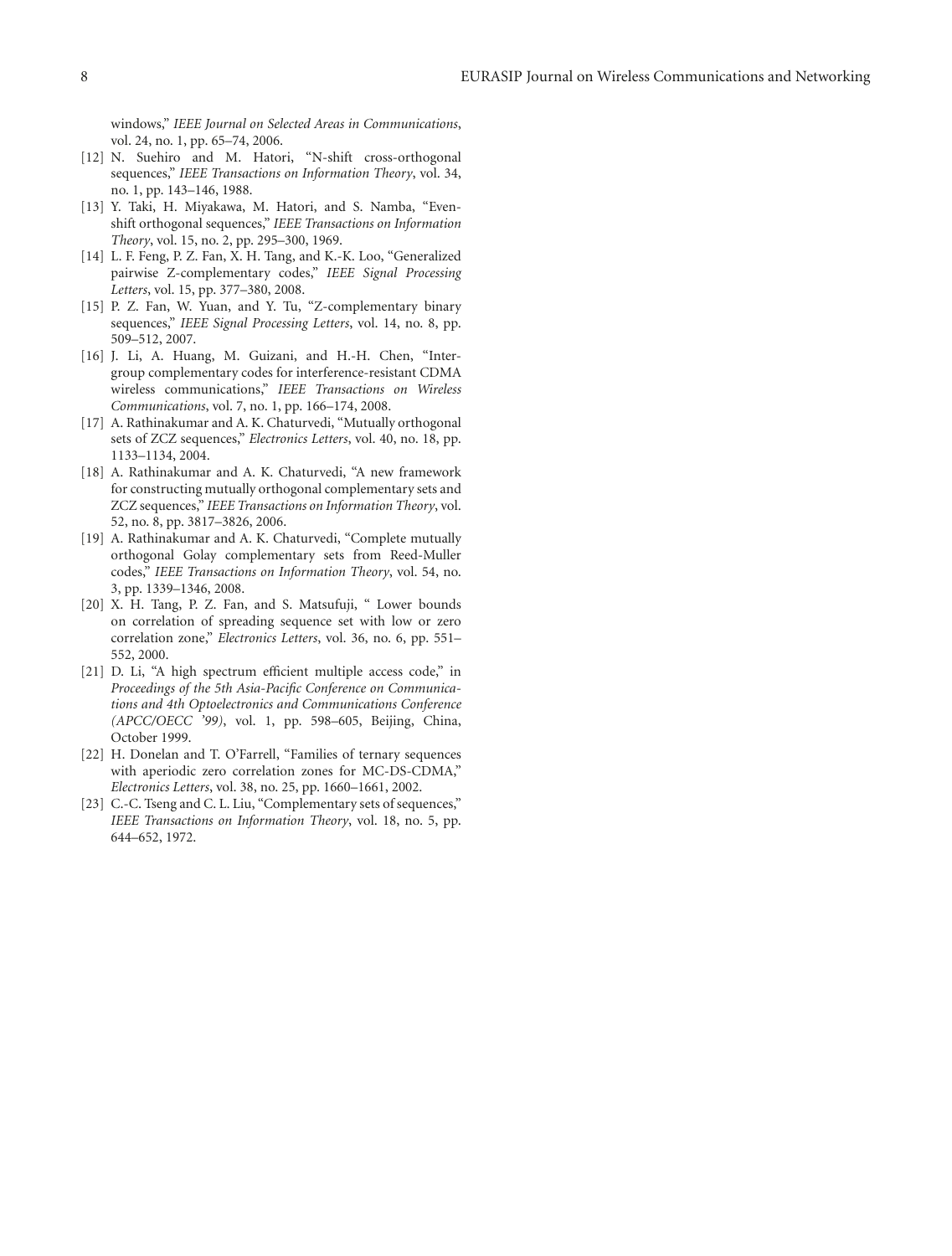windows," *IEEE Journal on Selected Areas in Communications*, vol. 24, no. 1, pp. 65–74, 2006.

[12] N. Suehiro and M. Hatori, "N-shift cross-orthogonal sequences," *IEEE Transactions on Information Theory*, vol. 34, no. 1, pp. 143–146, 1988.

[13] Y. Taki, H. Miyakawa, M. Hatori, and S. Namba, "Even-shift orthogonal sequences," *IEEE Transactions on Information Theory*, vol. 15, no. 2, pp. 295–300, 1969.

[14] L. F. Feng, P. Z. Fan, X. H. Tang, and K.-K. Loo, "Generalized pairwise Z-complementary codes," *IEEE Signal Processing Letters*, vol. 15, pp. 377–380, 2008.

[15] P. Z. Fan, W. Yuan, and Y. Tu, "Z-complementary binary sequences," *IEEE Signal Processing Letters*, vol. 14, no. 8, pp. 509–512, 2007.

[16] J. Li, A. Huang, M. Guizani, and H.-H. Chen, "Inter-group complementary codes for interference-resistant CDMA wireless communications," *IEEE Transactions on Wireless Communications*, vol. 7, no. 1, pp. 166–174, 2008.

[17] A. Rathinakumar and A. K. Chaturvedi, "Mutually orthogonal sets of ZCZ sequences," *Electronics Letters*, vol. 40, no. 18, pp. 1133–1134, 2004.

[18] A. Rathinakumar and A. K. Chaturvedi, "A new framework for constructing mutually orthogonal complementary sets and ZCZ sequences," *IEEE Transactions on Information Theory*, vol. 52, no. 8, pp. 3817–3826, 2006.

[19] A. Rathinakumar and A. K. Chaturvedi, "Complete mutually orthogonal Golay complementary sets from Reed-Muller codes," *IEEE Transactions on Information Theory*, vol. 54, no. 3, pp. 1339–1346, 2008.

[20] X. H. Tang, P. Z. Fan, and S. Matsufuji, " Lower bounds on correlation of spreading sequence set with low or zero correlation zone," *Electronics Letters*, vol. 36, no. 6, pp. 551–552, 2000.

[21] D. Li, "A high spectrum efficient multiple access code," in *Proceedings of the 5th Asia-Pacific Conference on Communications and 4th Optoelectronics and Communications Conference (APCC/OECC '99)*, vol. 1, pp. 598–605, Beijing, China, October 1999.

[22] H. Donelan and T. O'Farrell, "Families of ternary sequences with aperiodic zero correlation zones for MC-DS-CDMA," *Electronics Letters*, vol. 38, no. 25, pp. 1660–1661, 2002.

[23] C.-C. Tseng and C. L. Liu, "Complementary sets of sequences," *IEEE Transactions on Information Theory*, vol. 18, no. 5, pp. 644–652, 1972.